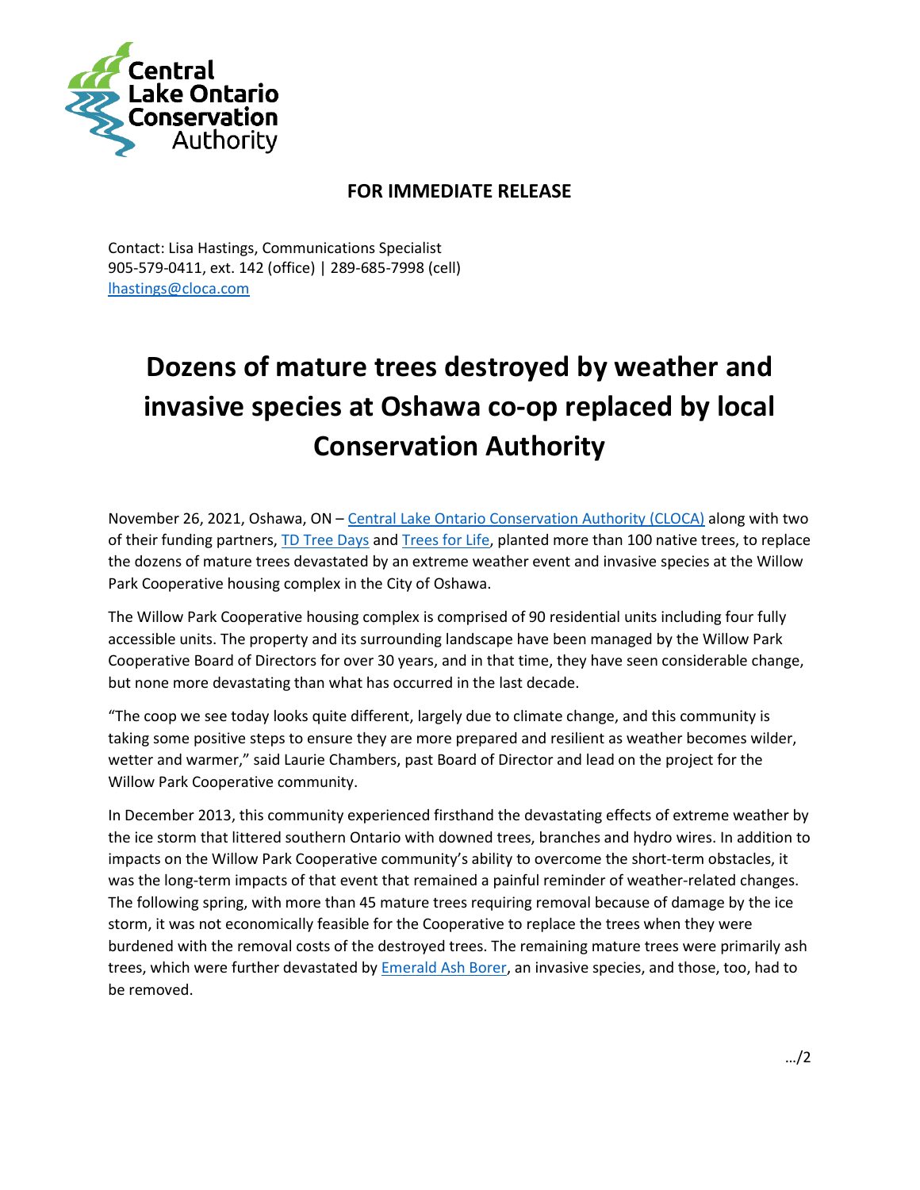Central Lake Ontario Conservation Authority

**FOR IMMEDIATE RELEASE**

Contact: Lisa Hastings, Communications Specialist
905-579-0411, ext. 142 (office) | 289-685-7998 (cell)
lhastings@cloca.com

# Dozens of mature trees destroyed by weather and invasive species at Oshawa co-op replaced by local Conservation Authority

November 26, 2021, Oshawa, ON – Central Lake Ontario Conservation Authority (CLOCA) along with two of their funding partners, TD Tree Days and Trees for Life, planted more than 100 native trees, to replace the dozens of mature trees devastated by an extreme weather event and invasive species at the Willow Park Cooperative housing complex in the City of Oshawa.

The Willow Park Cooperative housing complex is comprised of 90 residential units including four fully accessible units. The property and its surrounding landscape have been managed by the Willow Park Cooperative Board of Directors for over 30 years, and in that time, they have seen considerable change, but none more devastating than what has occurred in the last decade.

"The coop we see today looks quite different, largely due to climate change, and this community is taking some positive steps to ensure they are more prepared and resilient as weather becomes wilder, wetter and warmer," said Laurie Chambers, past Board of Director and lead on the project for the Willow Park Cooperative community.

In December 2013, this community experienced firsthand the devastating effects of extreme weather by the ice storm that littered southern Ontario with downed trees, branches and hydro wires. In addition to impacts on the Willow Park Cooperative community's ability to overcome the short-term obstacles, it was the long-term impacts of that event that remained a painful reminder of weather-related changes. The following spring, with more than 45 mature trees requiring removal because of damage by the ice storm, it was not economically feasible for the Cooperative to replace the trees when they were burdened with the removal costs of the destroyed trees. The remaining mature trees were primarily ash trees, which were further devastated by Emerald Ash Borer, an invasive species, and those, too, had to be removed.

…/2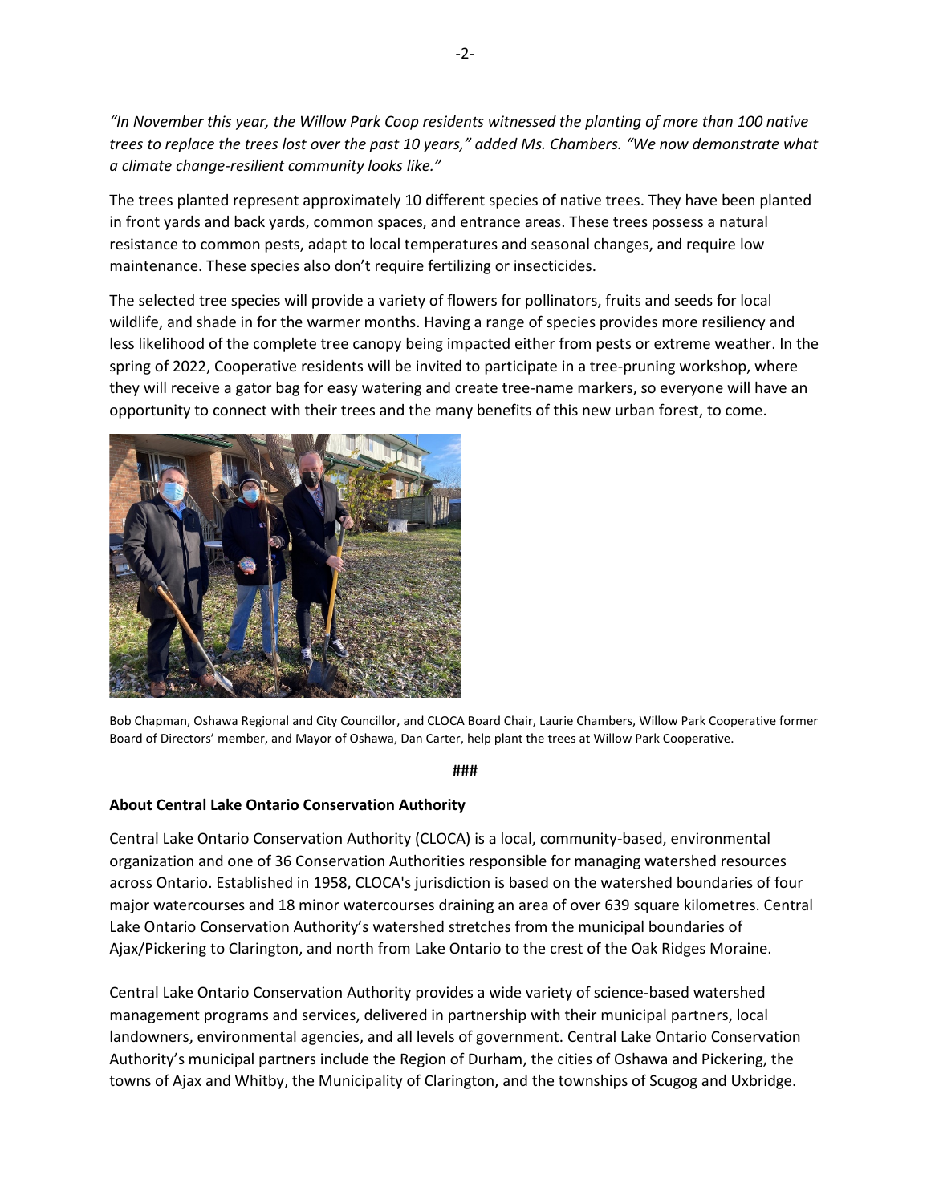*"In November this year, the Willow Park Coop residents witnessed the planting of more than 100 native trees to replace the trees lost over the past 10 years," added Ms. Chambers. "We now demonstrate what a climate change-resilient community looks like."*

The trees planted represent approximately 10 different species of native trees. They have been planted in front yards and back yards, common spaces, and entrance areas. These trees possess a natural resistance to common pests, adapt to local temperatures and seasonal changes, and require low maintenance. These species also don't require fertilizing or insecticides.

The selected tree species will provide a variety of flowers for pollinators, fruits and seeds for local wildlife, and shade in for the warmer months. Having a range of species provides more resiliency and less likelihood of the complete tree canopy being impacted either from pests or extreme weather. In the spring of 2022, Cooperative residents will be invited to participate in a tree-pruning workshop, where they will receive a gator bag for easy watering and create tree-name markers, so everyone will have an opportunity to connect with their trees and the many benefits of this new urban forest, to come.

Bob Chapman, Oshawa Regional and City Councillor, and CLOCA Board Chair, Laurie Chambers, Willow Park Cooperative former Board of Directors' member, and Mayor of Oshawa, Dan Carter, help plant the trees at Willow Park Cooperative.

###

**About Central Lake Ontario Conservation Authority**

Central Lake Ontario Conservation Authority (CLOCA) is a local, community-based, environmental organization and one of 36 Conservation Authorities responsible for managing watershed resources across Ontario. Established in 1958, CLOCA's jurisdiction is based on the watershed boundaries of four major watercourses and 18 minor watercourses draining an area of over 639 square kilometres. Central Lake Ontario Conservation Authority's watershed stretches from the municipal boundaries of Ajax/Pickering to Clarington, and north from Lake Ontario to the crest of the Oak Ridges Moraine.

Central Lake Ontario Conservation Authority provides a wide variety of science-based watershed management programs and services, delivered in partnership with their municipal partners, local landowners, environmental agencies, and all levels of government. Central Lake Ontario Conservation Authority's municipal partners include the Region of Durham, the cities of Oshawa and Pickering, the towns of Ajax and Whitby, the Municipality of Clarington, and the townships of Scugog and Uxbridge.